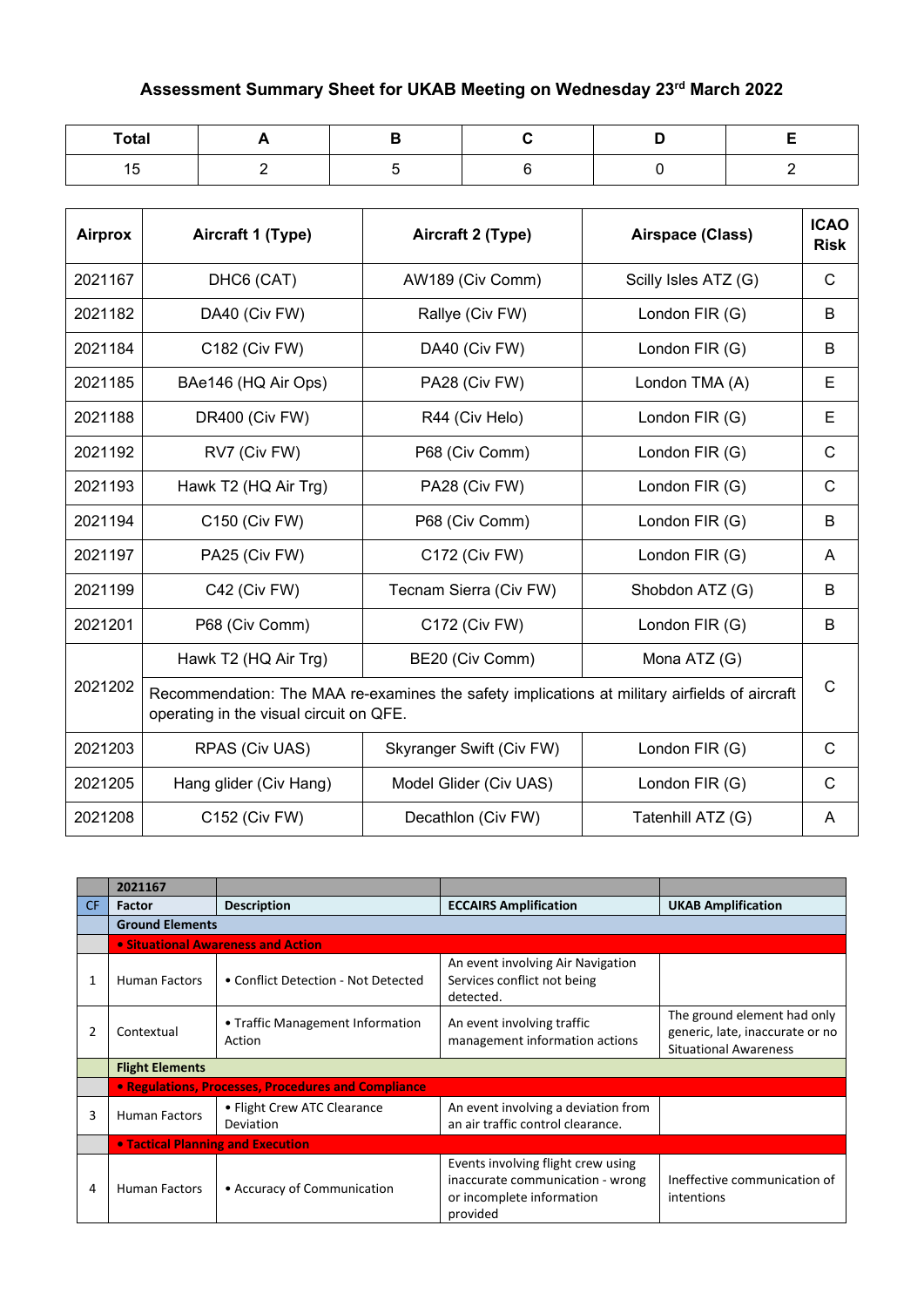# Assessment Summary Sheet for UKAB Meeting on Wednesday 23rd March 2022

| Total | A | B | C | D | E |
|---|---|---|---|---|---|
| 15 | 2 | 5 | 6 | 0 | 2 |

| Airprox | Aircraft 1 (Type) | Aircraft 2 (Type) | Airspace (Class) | ICAO Risk |
|---|---|---|---|---|
| 2021167 | DHC6 (CAT) | AW189 (Civ Comm) | Scilly Isles ATZ (G) | C |
| 2021182 | DA40 (Civ FW) | Rallye (Civ FW) | London FIR (G) | B |
| 2021184 | C182 (Civ FW) | DA40 (Civ FW) | London FIR (G) | B |
| 2021185 | BAe146 (HQ Air Ops) | PA28 (Civ FW) | London TMA (A) | E |
| 2021188 | DR400 (Civ FW) | R44 (Civ Helo) | London FIR (G) | E |
| 2021192 | RV7 (Civ FW) | P68 (Civ Comm) | London FIR (G) | C |
| 2021193 | Hawk T2 (HQ Air Trg) | PA28 (Civ FW) | London FIR (G) | C |
| 2021194 | C150 (Civ FW) | P68 (Civ Comm) | London FIR (G) | B |
| 2021197 | PA25 (Civ FW) | C172 (Civ FW) | London FIR (G) | A |
| 2021199 | C42 (Civ FW) | Tecnam Sierra (Civ FW) | Shobdon ATZ (G) | B |
| 2021201 | P68 (Civ Comm) | C172 (Civ FW) | London FIR (G) | B |
| 2021202 | Hawk T2 (HQ Air Trg) | BE20 (Civ Comm) | Mona ATZ (G) | C |
| | Recommendation: The MAA re-examines the safety implications at military airfields of aircraft operating in the visual circuit on QFE. | | | |
| 2021203 | RPAS (Civ UAS) | Skyranger Swift (Civ FW) | London FIR (G) | C |
| 2021205 | Hang glider (Civ Hang) | Model Glider (Civ UAS) | London FIR (G) | C |
| 2021208 | C152 (Civ FW) | Decathlon (Civ FW) | Tatenhill ATZ (G) | A |

| | 2021167 | | | |
|---|---|---|---|---|
| CF | Factor | Description | ECCAIRS Amplification | UKAB Amplification |
| | Ground Elements | | | |
| | • Situational Awareness and Action | | | |
| 1 | Human Factors | • Conflict Detection - Not Detected | An event involving Air Navigation Services conflict not being detected. | |
| 2 | Contextual | • Traffic Management Information Action | An event involving traffic management information actions | The ground element had only generic, late, inaccurate or no Situational Awareness |
| | Flight Elements | | | |
| | • Regulations, Processes, Procedures and Compliance | | | |
| 3 | Human Factors | • Flight Crew ATC Clearance Deviation | An event involving a deviation from an air traffic control clearance. | |
| | • Tactical Planning and Execution | | | |
| 4 | Human Factors | • Accuracy of Communication | Events involving flight crew using inaccurate communication - wrong or incomplete information provided | Ineffective communication of intentions |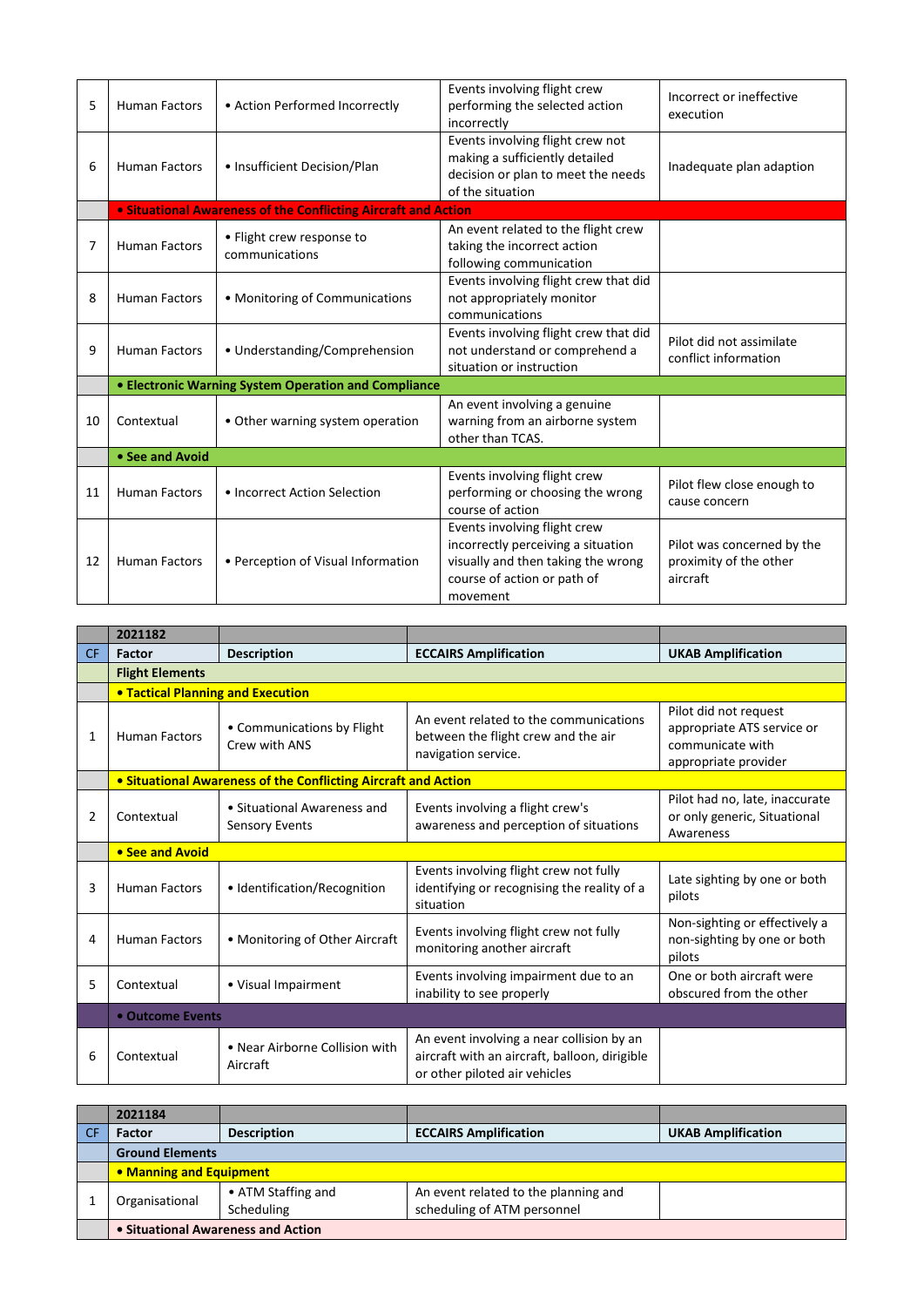| | | | | |
|---|---|---|---|---|
| 5 | Human Factors | • Action Performed Incorrectly | Events involving flight crew performing the selected action incorrectly | Incorrect or ineffective execution |
| 6 | Human Factors | • Insufficient Decision/Plan | Events involving flight crew not making a sufficiently detailed decision or plan to meet the needs of the situation | Inadequate plan adaption |
| | **• Situational Awareness of the Conflicting Aircraft and Action** | | | |
| 7 | Human Factors | • Flight crew response to communications | An event related to the flight crew taking the incorrect action following communication | |
| 8 | Human Factors | • Monitoring of Communications | Events involving flight crew that did not appropriately monitor communications | |
| 9 | Human Factors | • Understanding/Comprehension | Events involving flight crew that did not understand or comprehend a situation or instruction | Pilot did not assimilate conflict information |
| | **• Electronic Warning System Operation and Compliance** | | | |
| 10 | Contextual | • Other warning system operation | An event involving a genuine warning from an airborne system other than TCAS. | |
| | **• See and Avoid** | | | |
| 11 | Human Factors | • Incorrect Action Selection | Events involving flight crew performing or choosing the wrong course of action | Pilot flew close enough to cause concern |
| 12 | Human Factors | • Perception of Visual Information | Events involving flight crew incorrectly perceiving a situation visually and then taking the wrong course of action or path of movement | Pilot was concerned by the proximity of the other aircraft |

| | **2021182** | | | |
|---|---|---|---|---|
| CF | **Factor** | **Description** | **ECCAIRS Amplification** | **UKAB Amplification** |
| | **Flight Elements** | | | |
| | **• Tactical Planning and Execution** | | | |
| 1 | Human Factors | • Communications by Flight Crew with ANS | An event related to the communications between the flight crew and the air navigation service. | Pilot did not request appropriate ATS service or communicate with appropriate provider |
| | **• Situational Awareness of the Conflicting Aircraft and Action** | | | |
| 2 | Contextual | • Situational Awareness and Sensory Events | Events involving a flight crew's awareness and perception of situations | Pilot had no, late, inaccurate or only generic, Situational Awareness |
| | **• See and Avoid** | | | |
| 3 | Human Factors | • Identification/Recognition | Events involving flight crew not fully identifying or recognising the reality of a situation | Late sighting by one or both pilots |
| 4 | Human Factors | • Monitoring of Other Aircraft | Events involving flight crew not fully monitoring another aircraft | Non-sighting or effectively a non-sighting by one or both pilots |
| 5 | Contextual | • Visual Impairment | Events involving impairment due to an inability to see properly | One or both aircraft were obscured from the other |
| | **• Outcome Events** | | | |
| 6 | Contextual | • Near Airborne Collision with Aircraft | An event involving a near collision by an aircraft with an aircraft, balloon, dirigible or other piloted air vehicles | |

| | **2021184** | | | |
|---|---|---|---|---|
| CF | **Factor** | **Description** | **ECCAIRS Amplification** | **UKAB Amplification** |
| | **Ground Elements** | | | |
| | **• Manning and Equipment** | | | |
| 1 | Organisational | • ATM Staffing and Scheduling | An event related to the planning and scheduling of ATM personnel | |
| | **• Situational Awareness and Action** | | | |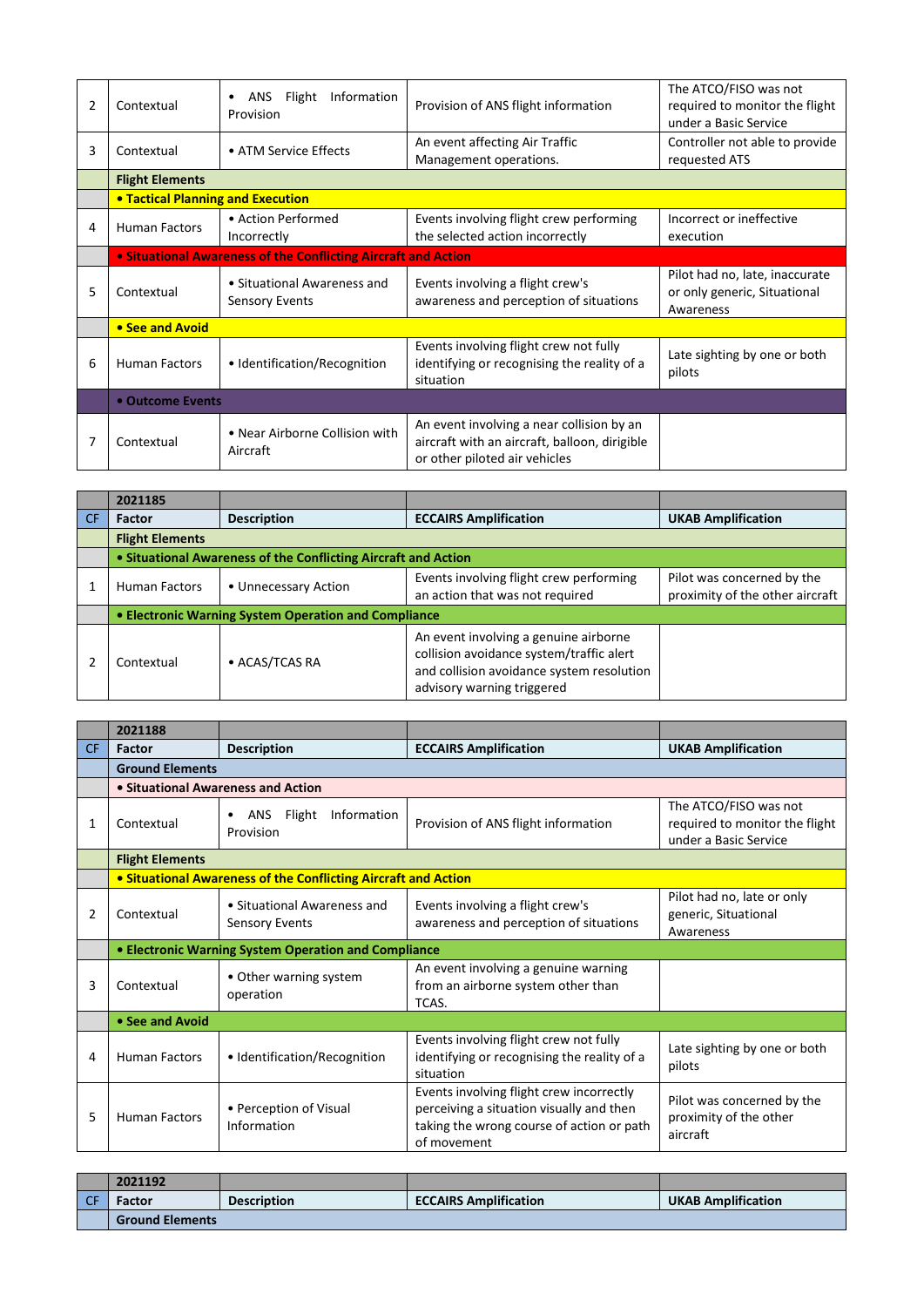| | | | | |
|---|---|---|---|---|
| 2 | Contextual | • ANS Flight Information Provision | Provision of ANS flight information | The ATCO/FISO was not required to monitor the flight under a Basic Service |
| 3 | Contextual | • ATM Service Effects | An event affecting Air Traffic Management operations. | Controller not able to provide requested ATS |
| | **Flight Elements** | | | |
| | **• Tactical Planning and Execution** | | | |
| 4 | Human Factors | • Action Performed Incorrectly | Events involving flight crew performing the selected action incorrectly | Incorrect or ineffective execution |
| | **• Situational Awareness of the Conflicting Aircraft and Action** | | | |
| 5 | Contextual | • Situational Awareness and Sensory Events | Events involving a flight crew's awareness and perception of situations | Pilot had no, late, inaccurate or only generic, Situational Awareness |
| | **• See and Avoid** | | | |
| 6 | Human Factors | • Identification/Recognition | Events involving flight crew not fully identifying or recognising the reality of a situation | Late sighting by one or both pilots |
| | **• Outcome Events** | | | |
| 7 | Contextual | • Near Airborne Collision with Aircraft | An event involving a near collision by an aircraft with an aircraft, balloon, dirigible or other piloted air vehicles | |

| | **2021185** | | | |
|---|---|---|---|---|
| CF | **Factor** | **Description** | **ECCAIRS Amplification** | **UKAB Amplification** |
| | **Flight Elements** | | | |
| | **• Situational Awareness of the Conflicting Aircraft and Action** | | | |
| 1 | Human Factors | • Unnecessary Action | Events involving flight crew performing an action that was not required | Pilot was concerned by the proximity of the other aircraft |
| | **• Electronic Warning System Operation and Compliance** | | | |
| 2 | Contextual | • ACAS/TCAS RA | An event involving a genuine airborne collision avoidance system/traffic alert and collision avoidance system resolution advisory warning triggered | |

| | **2021188** | | | |
|---|---|---|---|---|
| CF | **Factor** | **Description** | **ECCAIRS Amplification** | **UKAB Amplification** |
| | **Ground Elements** | | | |
| | **• Situational Awareness and Action** | | | |
| 1 | Contextual | • ANS Flight Information Provision | Provision of ANS flight information | The ATCO/FISO was not required to monitor the flight under a Basic Service |
| | **Flight Elements** | | | |
| | **• Situational Awareness of the Conflicting Aircraft and Action** | | | |
| 2 | Contextual | • Situational Awareness and Sensory Events | Events involving a flight crew's awareness and perception of situations | Pilot had no, late or only generic, Situational Awareness |
| | **• Electronic Warning System Operation and Compliance** | | | |
| 3 | Contextual | • Other warning system operation | An event involving a genuine warning from an airborne system other than TCAS. | |
| | **• See and Avoid** | | | |
| 4 | Human Factors | • Identification/Recognition | Events involving flight crew not fully identifying or recognising the reality of a situation | Late sighting by one or both pilots |
| 5 | Human Factors | • Perception of Visual Information | Events involving flight crew incorrectly perceiving a situation visually and then taking the wrong course of action or path of movement | Pilot was concerned by the proximity of the other aircraft |

| | **2021192** | | | |
|---|---|---|---|---|
| CF | **Factor** | **Description** | **ECCAIRS Amplification** | **UKAB Amplification** |
| | **Ground Elements** | | | |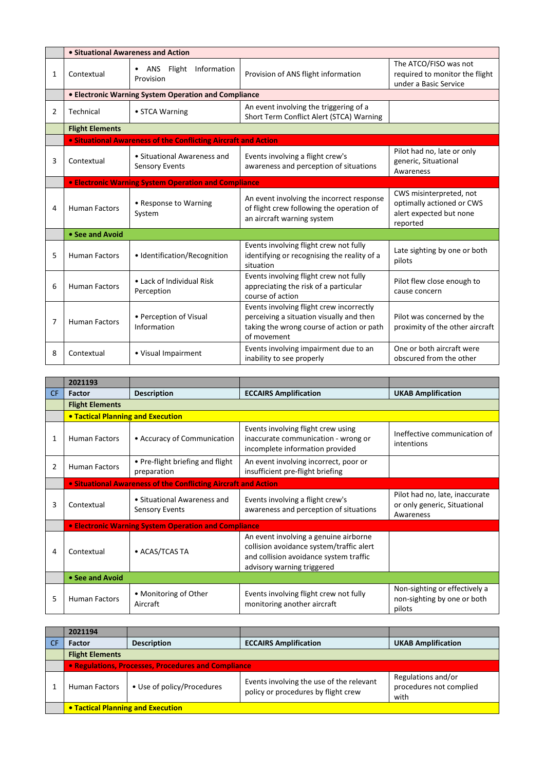| | | | | |
|---|---|---|---|---|
| | • Situational Awareness and Action | | | |
| 1 | Contextual | • ANS Flight Information Provision | Provision of ANS flight information | The ATCO/FISO was not required to monitor the flight under a Basic Service |
| | • Electronic Warning System Operation and Compliance | | | |
| 2 | Technical | • STCA Warning | An event involving the triggering of a Short Term Conflict Alert (STCA) Warning | |
| | **Flight Elements** | | | |
| | • Situational Awareness of the Conflicting Aircraft and Action | | | |
| 3 | Contextual | • Situational Awareness and Sensory Events | Events involving a flight crew's awareness and perception of situations | Pilot had no, late or only generic, Situational Awareness |
| | • Electronic Warning System Operation and Compliance | | | |
| 4 | Human Factors | • Response to Warning System | An event involving the incorrect response of flight crew following the operation of an aircraft warning system | CWS misinterpreted, not optimally actioned or CWS alert expected but none reported |
| | • See and Avoid | | | |
| 5 | Human Factors | • Identification/Recognition | Events involving flight crew not fully identifying or recognising the reality of a situation | Late sighting by one or both pilots |
| 6 | Human Factors | • Lack of Individual Risk Perception | Events involving flight crew not fully appreciating the risk of a particular course of action | Pilot flew close enough to cause concern |
| 7 | Human Factors | • Perception of Visual Information | Events involving flight crew incorrectly perceiving a situation visually and then taking the wrong course of action or path of movement | Pilot was concerned by the proximity of the other aircraft |
| 8 | Contextual | • Visual Impairment | Events involving impairment due to an inability to see properly | One or both aircraft were obscured from the other |

| | 2021193 | | | |
|---|---|---|---|---|
| CF | Factor | Description | ECCAIRS Amplification | UKAB Amplification |
| | **Flight Elements** | | | |
| | • Tactical Planning and Execution | | | |
| 1 | Human Factors | • Accuracy of Communication | Events involving flight crew using inaccurate communication - wrong or incomplete information provided | Ineffective communication of intentions |
| 2 | Human Factors | • Pre-flight briefing and flight preparation | An event involving incorrect, poor or insufficient pre-flight briefing | |
| | • Situational Awareness of the Conflicting Aircraft and Action | | | |
| 3 | Contextual | • Situational Awareness and Sensory Events | Events involving a flight crew's awareness and perception of situations | Pilot had no, late, inaccurate or only generic, Situational Awareness |
| | • Electronic Warning System Operation and Compliance | | | |
| 4 | Contextual | • ACAS/TCAS TA | An event involving a genuine airborne collision avoidance system/traffic alert and collision avoidance system traffic advisory warning triggered | |
| | • See and Avoid | | | |
| 5 | Human Factors | • Monitoring of Other Aircraft | Events involving flight crew not fully monitoring another aircraft | Non-sighting or effectively a non-sighting by one or both pilots |

| | 2021194 | | | |
|---|---|---|---|---|
| CF | Factor | Description | ECCAIRS Amplification | UKAB Amplification |
| | **Flight Elements** | | | |
| | • Regulations, Processes, Procedures and Compliance | | | |
| 1 | Human Factors | • Use of policy/Procedures | Events involving the use of the relevant policy or procedures by flight crew | Regulations and/or procedures not complied with |
| | • Tactical Planning and Execution | | | |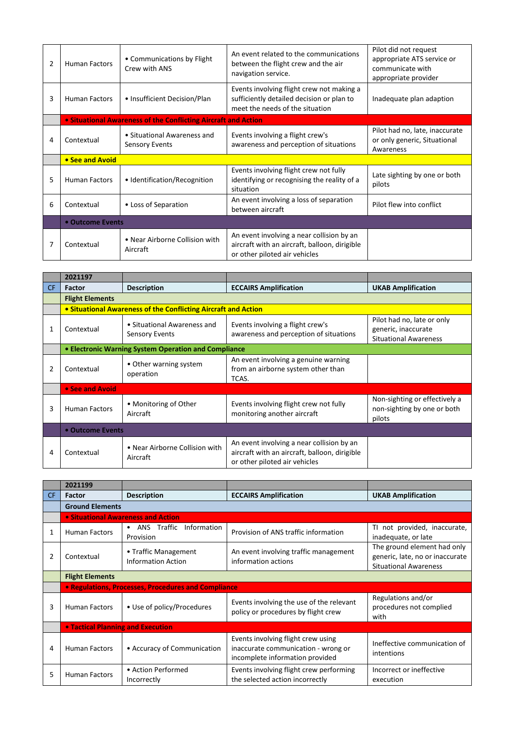| | | | | |
|---|---|---|---|---|
| 2 | Human Factors | • Communications by Flight Crew with ANS | An event related to the communications between the flight crew and the air navigation service. | Pilot did not request appropriate ATS service or communicate with appropriate provider |
| 3 | Human Factors | • Insufficient Decision/Plan | Events involving flight crew not making a sufficiently detailed decision or plan to meet the needs of the situation | Inadequate plan adaption |
| | **• Situational Awareness of the Conflicting Aircraft and Action** | | | |
| 4 | Contextual | • Situational Awareness and Sensory Events | Events involving a flight crew's awareness and perception of situations | Pilot had no, late, inaccurate or only generic, Situational Awareness |
| | **• See and Avoid** | | | |
| 5 | Human Factors | • Identification/Recognition | Events involving flight crew not fully identifying or recognising the reality of a situation | Late sighting by one or both pilots |
| 6 | Contextual | • Loss of Separation | An event involving a loss of separation between aircraft | Pilot flew into conflict |
| | **• Outcome Events** | | | |
| 7 | Contextual | • Near Airborne Collision with Aircraft | An event involving a near collision by an aircraft with an aircraft, balloon, dirigible or other piloted air vehicles | |

| | **2021197** | | | |
|---|---|---|---|---|
| CF | **Factor** | **Description** | **ECCAIRS Amplification** | **UKAB Amplification** |
| | **Flight Elements** | | | |
| | **• Situational Awareness of the Conflicting Aircraft and Action** | | | |
| 1 | Contextual | • Situational Awareness and Sensory Events | Events involving a flight crew's awareness and perception of situations | Pilot had no, late or only generic, inaccurate Situational Awareness |
| | **• Electronic Warning System Operation and Compliance** | | | |
| 2 | Contextual | • Other warning system operation | An event involving a genuine warning from an airborne system other than TCAS. | |
| | **• See and Avoid** | | | |
| 3 | Human Factors | • Monitoring of Other Aircraft | Events involving flight crew not fully monitoring another aircraft | Non-sighting or effectively a non-sighting by one or both pilots |
| | **• Outcome Events** | | | |
| 4 | Contextual | • Near Airborne Collision with Aircraft | An event involving a near collision by an aircraft with an aircraft, balloon, dirigible or other piloted air vehicles | |

| | **2021199** | | | |
|---|---|---|---|---|
| CF | **Factor** | **Description** | **ECCAIRS Amplification** | **UKAB Amplification** |
| | **Ground Elements** | | | |
| | **• Situational Awareness and Action** | | | |
| 1 | Human Factors | • ANS Traffic Information Provision | Provision of ANS traffic information | TI not provided, inaccurate, inadequate, or late |
| 2 | Contextual | • Traffic Management Information Action | An event involving traffic management information actions | The ground element had only generic, late, no or inaccurate Situational Awareness |
| | **Flight Elements** | | | |
| | **• Regulations, Processes, Procedures and Compliance** | | | |
| 3 | Human Factors | • Use of policy/Procedures | Events involving the use of the relevant policy or procedures by flight crew | Regulations and/or procedures not complied with |
| | **• Tactical Planning and Execution** | | | |
| 4 | Human Factors | • Accuracy of Communication | Events involving flight crew using inaccurate communication - wrong or incomplete information provided | Ineffective communication of intentions |
| 5 | Human Factors | • Action Performed Incorrectly | Events involving flight crew performing the selected action incorrectly | Incorrect or ineffective execution |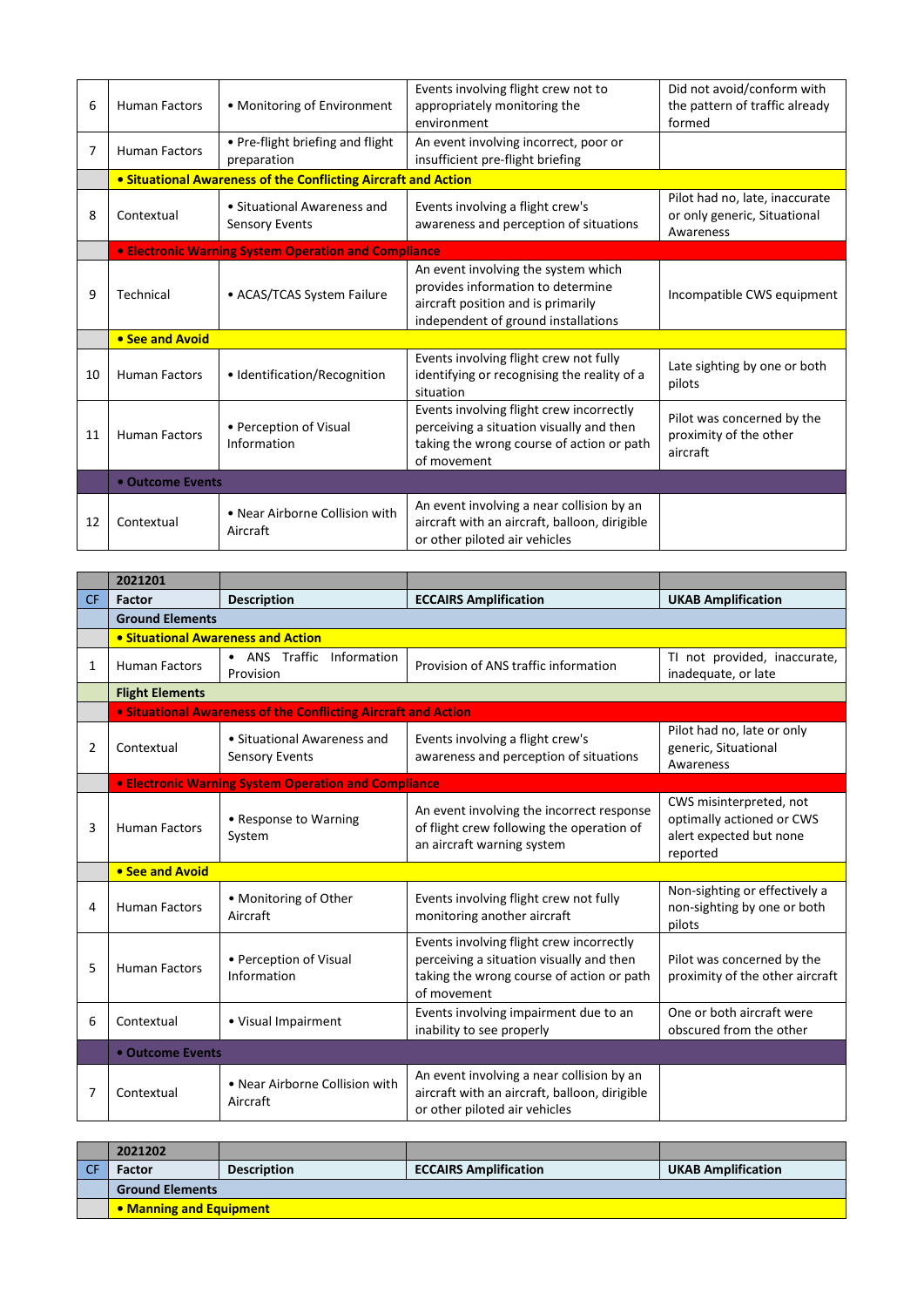| | | | | |
|---|---|---|---|---|
| 6 | Human Factors | • Monitoring of Environment | Events involving flight crew not to appropriately monitoring the environment | Did not avoid/conform with the pattern of traffic already formed |
| 7 | Human Factors | • Pre-flight briefing and flight preparation | An event involving incorrect, poor or insufficient pre-flight briefing | |
| | **• Situational Awareness of the Conflicting Aircraft and Action** | | | |
| 8 | Contextual | • Situational Awareness and Sensory Events | Events involving a flight crew's awareness and perception of situations | Pilot had no, late, inaccurate or only generic, Situational Awareness |
| | **• Electronic Warning System Operation and Compliance** | | | |
| 9 | Technical | • ACAS/TCAS System Failure | An event involving the system which provides information to determine aircraft position and is primarily independent of ground installations | Incompatible CWS equipment |
| | **• See and Avoid** | | | |
| 10 | Human Factors | • Identification/Recognition | Events involving flight crew not fully identifying or recognising the reality of a situation | Late sighting by one or both pilots |
| 11 | Human Factors | • Perception of Visual Information | Events involving flight crew incorrectly perceiving a situation visually and then taking the wrong course of action or path of movement | Pilot was concerned by the proximity of the other aircraft |
| | **• Outcome Events** | | | |
| 12 | Contextual | • Near Airborne Collision with Aircraft | An event involving a near collision by an aircraft with an aircraft, balloon, dirigible or other piloted air vehicles | |

| | **2021201** | | | |
|---|---|---|---|---|
| **CF** | **Factor** | **Description** | **ECCAIRS Amplification** | **UKAB Amplification** |
| | **Ground Elements** | | | |
| | **• Situational Awareness and Action** | | | |
| 1 | Human Factors | • ANS Traffic Information Provision | Provision of ANS traffic information | TI not provided, inaccurate, inadequate, or late |
| | **Flight Elements** | | | |
| | **• Situational Awareness of the Conflicting Aircraft and Action** | | | |
| 2 | Contextual | • Situational Awareness and Sensory Events | Events involving a flight crew's awareness and perception of situations | Pilot had no, late or only generic, Situational Awareness |
| | **• Electronic Warning System Operation and Compliance** | | | |
| 3 | Human Factors | • Response to Warning System | An event involving the incorrect response of flight crew following the operation of an aircraft warning system | CWS misinterpreted, not optimally actioned or CWS alert expected but none reported |
| | **• See and Avoid** | | | |
| 4 | Human Factors | • Monitoring of Other Aircraft | Events involving flight crew not fully monitoring another aircraft | Non-sighting or effectively a non-sighting by one or both pilots |
| 5 | Human Factors | • Perception of Visual Information | Events involving flight crew incorrectly perceiving a situation visually and then taking the wrong course of action or path of movement | Pilot was concerned by the proximity of the other aircraft |
| 6 | Contextual | • Visual Impairment | Events involving impairment due to an inability to see properly | One or both aircraft were obscured from the other |
| | **• Outcome Events** | | | |
| 7 | Contextual | • Near Airborne Collision with Aircraft | An event involving a near collision by an aircraft with an aircraft, balloon, dirigible or other piloted air vehicles | |

| | **2021202** | | | |
|---|---|---|---|---|
| **CF** | **Factor** | **Description** | **ECCAIRS Amplification** | **UKAB Amplification** |
| | **Ground Elements** | | | |
| | **• Manning and Equipment** | | | |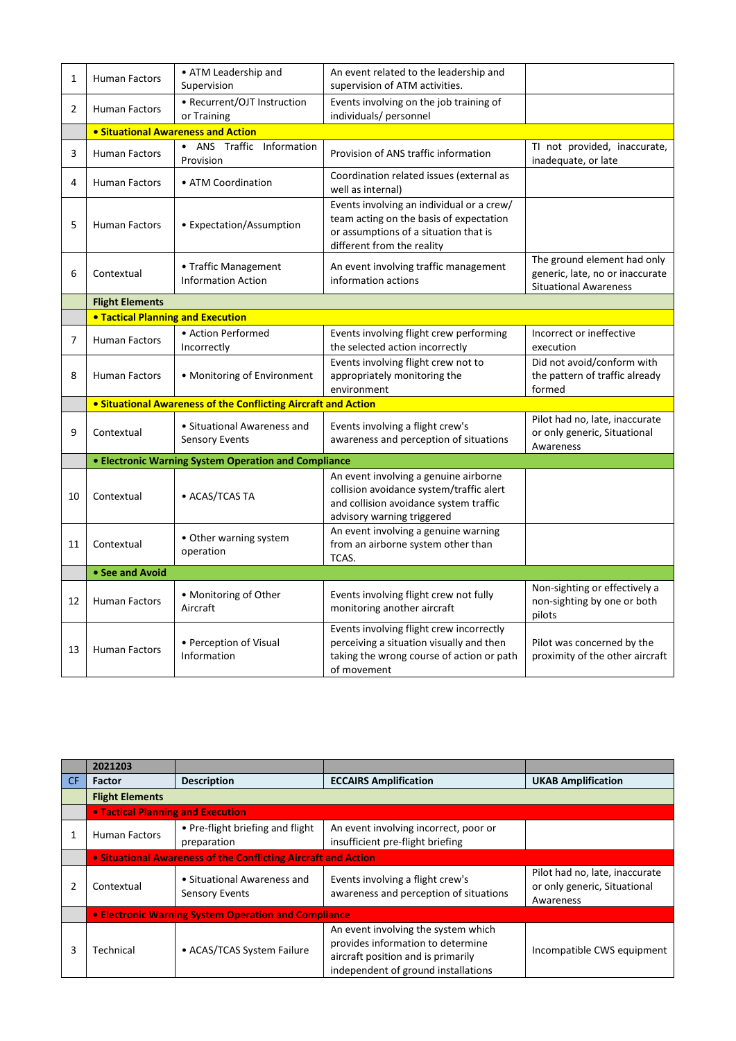| | | | | |
|---|---|---|---|---|
| 1 | Human Factors | • ATM Leadership and Supervision | An event related to the leadership and supervision of ATM activities. | |
| 2 | Human Factors | • Recurrent/OJT Instruction or Training | Events involving on the job training of individuals/ personnel | |
| | **• Situational Awareness and Action** | | | |
| 3 | Human Factors | • ANS Traffic Information Provision | Provision of ANS traffic information | TI not provided, inaccurate, inadequate, or late |
| 4 | Human Factors | • ATM Coordination | Coordination related issues (external as well as internal) | |
| 5 | Human Factors | • Expectation/Assumption | Events involving an individual or a crew/ team acting on the basis of expectation or assumptions of a situation that is different from the reality | |
| 6 | Contextual | • Traffic Management Information Action | An event involving traffic management information actions | The ground element had only generic, late, no or inaccurate Situational Awareness |
| | **Flight Elements** | | | |
| | **• Tactical Planning and Execution** | | | |
| 7 | Human Factors | • Action Performed Incorrectly | Events involving flight crew performing the selected action incorrectly | Incorrect or ineffective execution |
| 8 | Human Factors | • Monitoring of Environment | Events involving flight crew not to appropriately monitoring the environment | Did not avoid/conform with the pattern of traffic already formed |
| | **• Situational Awareness of the Conflicting Aircraft and Action** | | | |
| 9 | Contextual | • Situational Awareness and Sensory Events | Events involving a flight crew's awareness and perception of situations | Pilot had no, late, inaccurate or only generic, Situational Awareness |
| | **• Electronic Warning System Operation and Compliance** | | | |
| 10 | Contextual | • ACAS/TCAS TA | An event involving a genuine airborne collision avoidance system/traffic alert and collision avoidance system traffic advisory warning triggered | |
| 11 | Contextual | • Other warning system operation | An event involving a genuine warning from an airborne system other than TCAS. | |
| | **• See and Avoid** | | | |
| 12 | Human Factors | • Monitoring of Other Aircraft | Events involving flight crew not fully monitoring another aircraft | Non-sighting or effectively a non-sighting by one or both pilots |
| 13 | Human Factors | • Perception of Visual Information | Events involving flight crew incorrectly perceiving a situation visually and then taking the wrong course of action or path of movement | Pilot was concerned by the proximity of the other aircraft |

| | 2021203 | | | |
|---|---|---|---|---|
| CF | **Factor** | **Description** | **ECCAIRS Amplification** | **UKAB Amplification** |
| | **Flight Elements** | | | |
| | **• Tactical Planning and Execution** | | | |
| 1 | Human Factors | • Pre-flight briefing and flight preparation | An event involving incorrect, poor or insufficient pre-flight briefing | |
| | **• Situational Awareness of the Conflicting Aircraft and Action** | | | |
| 2 | Contextual | • Situational Awareness and Sensory Events | Events involving a flight crew's awareness and perception of situations | Pilot had no, late, inaccurate or only generic, Situational Awareness |
| | **• Electronic Warning System Operation and Compliance** | | | |
| 3 | Technical | • ACAS/TCAS System Failure | An event involving the system which provides information to determine aircraft position and is primarily independent of ground installations | Incompatible CWS equipment |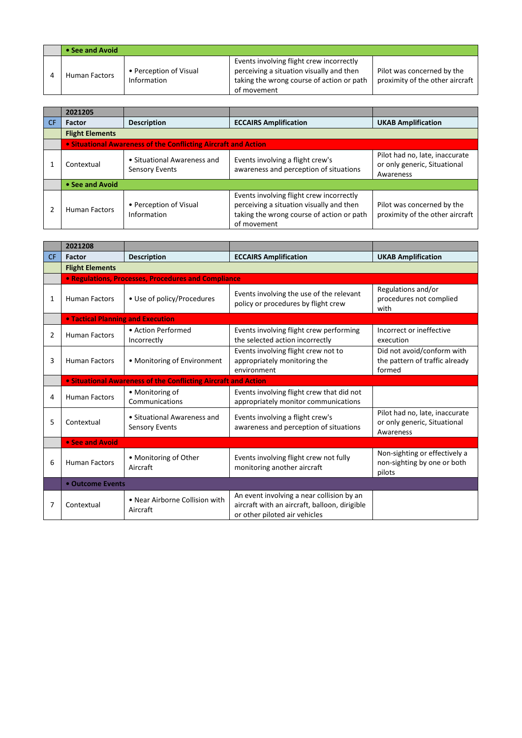| | | | | |
|---|---|---|---|---|
| | • See and Avoid | | | |
| 4 | Human Factors | • Perception of Visual Information | Events involving flight crew incorrectly perceiving a situation visually and then taking the wrong course of action or path of movement | Pilot was concerned by the proximity of the other aircraft |

| | 2021205 | | | |
|---|---|---|---|---|
| CF | Factor | Description | ECCAIRS Amplification | UKAB Amplification |
| | Flight Elements | | | |
| | • Situational Awareness of the Conflicting Aircraft and Action | | | |
| 1 | Contextual | • Situational Awareness and Sensory Events | Events involving a flight crew's awareness and perception of situations | Pilot had no, late, inaccurate or only generic, Situational Awareness |
| | • See and Avoid | | | |
| 2 | Human Factors | • Perception of Visual Information | Events involving flight crew incorrectly perceiving a situation visually and then taking the wrong course of action or path of movement | Pilot was concerned by the proximity of the other aircraft |

| | 2021208 | | | |
|---|---|---|---|---|
| CF | Factor | Description | ECCAIRS Amplification | UKAB Amplification |
| | Flight Elements | | | |
| | • Regulations, Processes, Procedures and Compliance | | | |
| 1 | Human Factors | • Use of policy/Procedures | Events involving the use of the relevant policy or procedures by flight crew | Regulations and/or procedures not complied with |
| | • Tactical Planning and Execution | | | |
| 2 | Human Factors | • Action Performed Incorrectly | Events involving flight crew performing the selected action incorrectly | Incorrect or ineffective execution |
| 3 | Human Factors | • Monitoring of Environment | Events involving flight crew not to appropriately monitoring the environment | Did not avoid/conform with the pattern of traffic already formed |
| | • Situational Awareness of the Conflicting Aircraft and Action | | | |
| 4 | Human Factors | • Monitoring of Communications | Events involving flight crew that did not appropriately monitor communications | |
| 5 | Contextual | • Situational Awareness and Sensory Events | Events involving a flight crew's awareness and perception of situations | Pilot had no, late, inaccurate or only generic, Situational Awareness |
| | • See and Avoid | | | |
| 6 | Human Factors | • Monitoring of Other Aircraft | Events involving flight crew not fully monitoring another aircraft | Non-sighting or effectively a non-sighting by one or both pilots |
| | • Outcome Events | | | |
| 7 | Contextual | • Near Airborne Collision with Aircraft | An event involving a near collision by an aircraft with an aircraft, balloon, dirigible or other piloted air vehicles | |